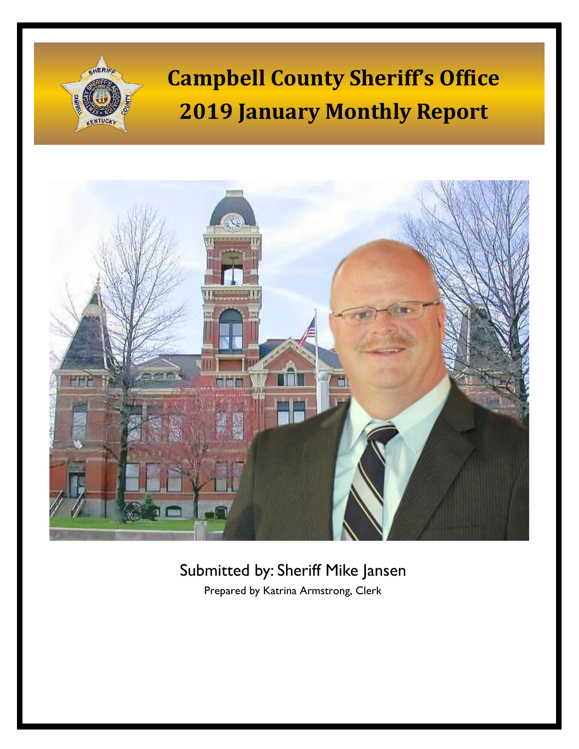# Campbell County Sheriff's Office
# 2019 January Monthly Report

Submitted by: Sheriff Mike Jansen

Prepared by Katrina Armstrong, Clerk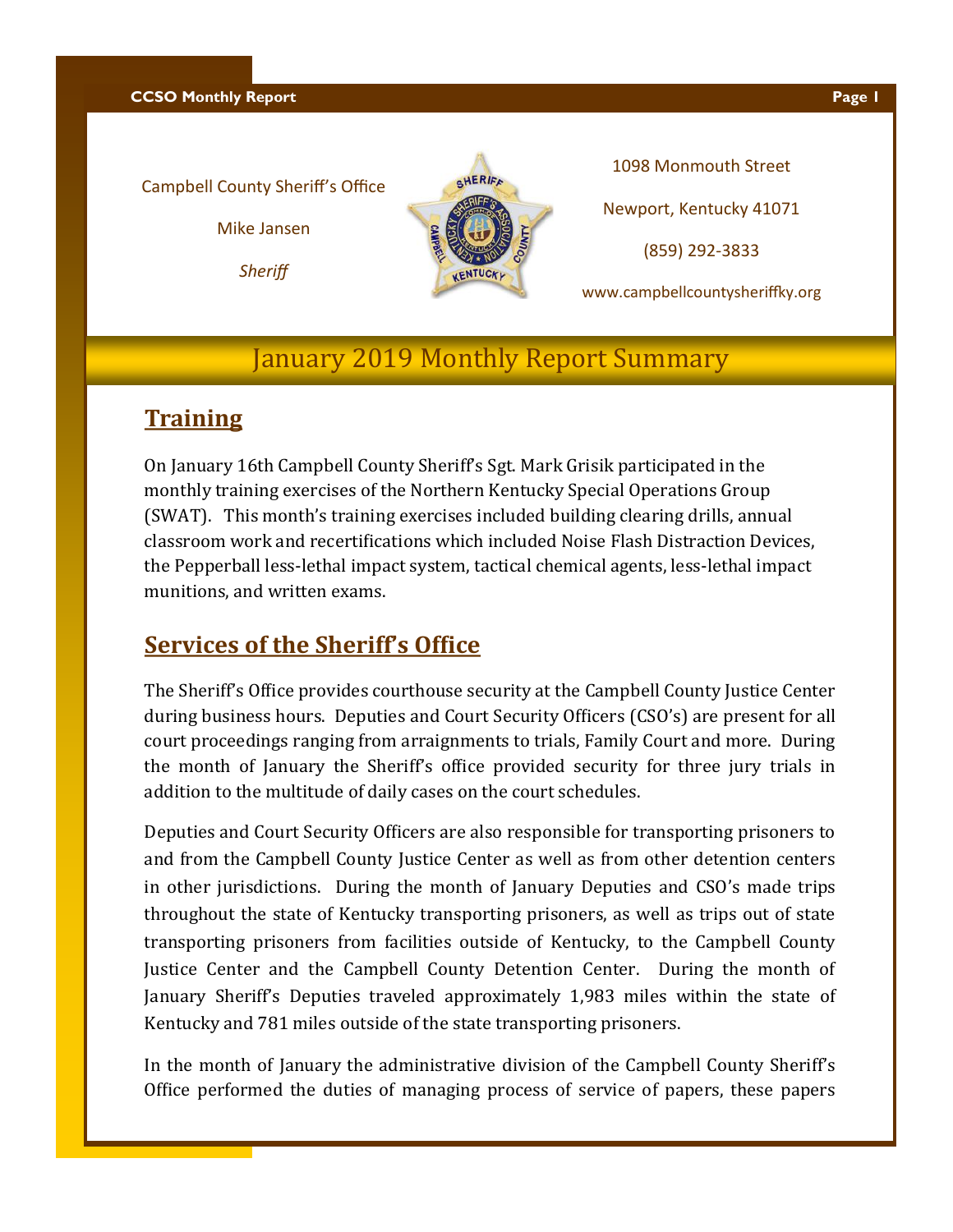Campbell County Sheriff's Office

Mike Jansen

*Sheriff*

1098 Monmouth Street

Newport, Kentucky 41071

(859) 292-3833

www.campbellcountysheriffky.org

# January 2019 Monthly Report Summary

## Training

On January 16th Campbell County Sheriff's Sgt. Mark Grisik participated in the monthly training exercises of the Northern Kentucky Special Operations Group (SWAT). This month's training exercises included building clearing drills, annual classroom work and recertifications which included Noise Flash Distraction Devices, the Pepperball less-lethal impact system, tactical chemical agents, less-lethal impact munitions, and written exams.

## Services of the Sheriff's Office

The Sheriff's Office provides courthouse security at the Campbell County Justice Center during business hours. Deputies and Court Security Officers (CSO's) are present for all court proceedings ranging from arraignments to trials, Family Court and more. During the month of January the Sheriff's office provided security for three jury trials in addition to the multitude of daily cases on the court schedules.

Deputies and Court Security Officers are also responsible for transporting prisoners to and from the Campbell County Justice Center as well as from other detention centers in other jurisdictions. During the month of January Deputies and CSO's made trips throughout the state of Kentucky transporting prisoners, as well as trips out of state transporting prisoners from facilities outside of Kentucky, to the Campbell County Justice Center and the Campbell County Detention Center. During the month of January Sheriff's Deputies traveled approximately 1,983 miles within the state of Kentucky and 781 miles outside of the state transporting prisoners.

In the month of January the administrative division of the Campbell County Sheriff's Office performed the duties of managing process of service of papers, these papers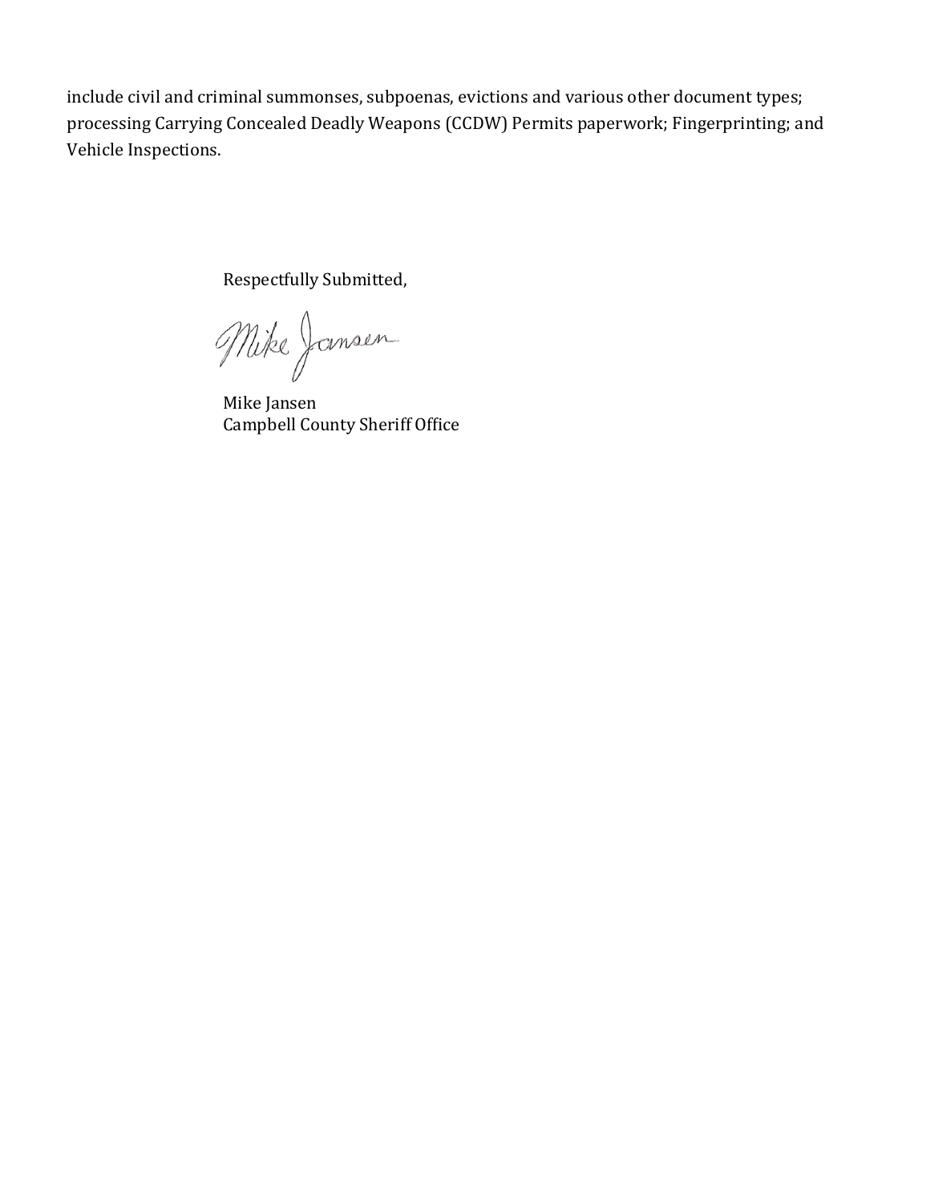include civil and criminal summonses, subpoenas, evictions and various other document types; processing Carrying Concealed Deadly Weapons (CCDW) Permits paperwork; Fingerprinting; and Vehicle Inspections.

Respectfully Submitted,

Mike Jansen

Mike Jansen
Campbell County Sheriff Office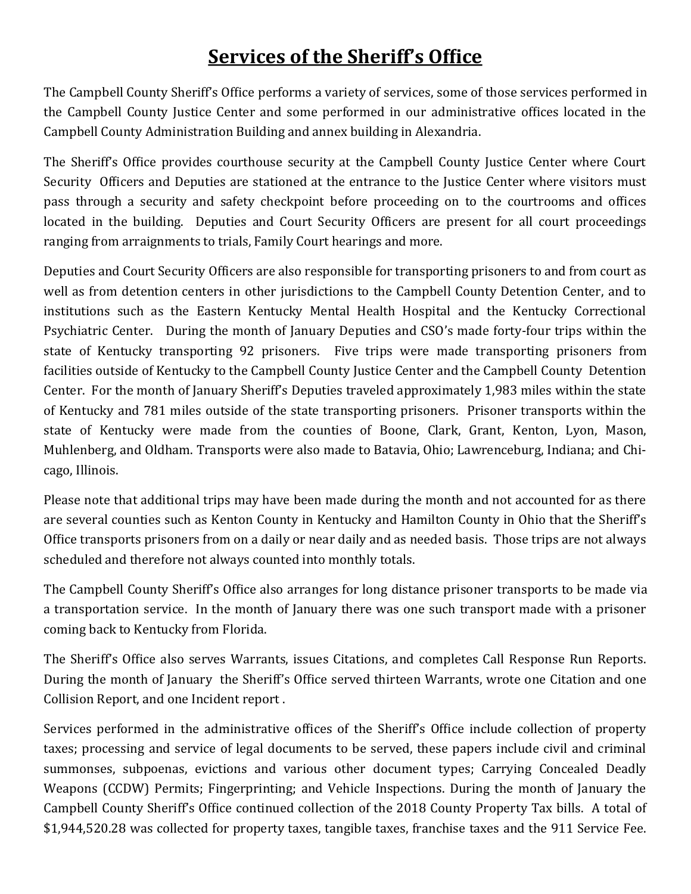# **Services of the Sheriff's Office**

The Campbell County Sheriff's Office performs a variety of services, some of those services performed in the Campbell County Justice Center and some performed in our administrative offices located in the Campbell County Administration Building and annex building in Alexandria.

The Sheriff's Office provides courthouse security at the Campbell County Justice Center where Court Security Officers and Deputies are stationed at the entrance to the Justice Center where visitors must pass through a security and safety checkpoint before proceeding on to the courtrooms and offices located in the building. Deputies and Court Security Officers are present for all court proceedings ranging from arraignments to trials, Family Court hearings and more.

Deputies and Court Security Officers are also responsible for transporting prisoners to and from court as well as from detention centers in other jurisdictions to the Campbell County Detention Center, and to institutions such as the Eastern Kentucky Mental Health Hospital and the Kentucky Correctional Psychiatric Center. During the month of January Deputies and CSO's made forty-four trips within the state of Kentucky transporting 92 prisoners. Five trips were made transporting prisoners from facilities outside of Kentucky to the Campbell County Justice Center and the Campbell County Detention Center. For the month of January Sheriff's Deputies traveled approximately 1,983 miles within the state of Kentucky and 781 miles outside of the state transporting prisoners. Prisoner transports within the state of Kentucky were made from the counties of Boone, Clark, Grant, Kenton, Lyon, Mason, Muhlenberg, and Oldham. Transports were also made to Batavia, Ohio; Lawrenceburg, Indiana; and Chicago, Illinois.

Please note that additional trips may have been made during the month and not accounted for as there are several counties such as Kenton County in Kentucky and Hamilton County in Ohio that the Sheriff's Office transports prisoners from on a daily or near daily and as needed basis. Those trips are not always scheduled and therefore not always counted into monthly totals.

The Campbell County Sheriff's Office also arranges for long distance prisoner transports to be made via a transportation service. In the month of January there was one such transport made with a prisoner coming back to Kentucky from Florida.

The Sheriff's Office also serves Warrants, issues Citations, and completes Call Response Run Reports. During the month of January the Sheriff's Office served thirteen Warrants, wrote one Citation and one Collision Report, and one Incident report .

Services performed in the administrative offices of the Sheriff's Office include collection of property taxes; processing and service of legal documents to be served, these papers include civil and criminal summonses, subpoenas, evictions and various other document types; Carrying Concealed Deadly Weapons (CCDW) Permits; Fingerprinting; and Vehicle Inspections. During the month of January the Campbell County Sheriff's Office continued collection of the 2018 County Property Tax bills. A total of $1,944,520.28 was collected for property taxes, tangible taxes, franchise taxes and the 911 Service Fee.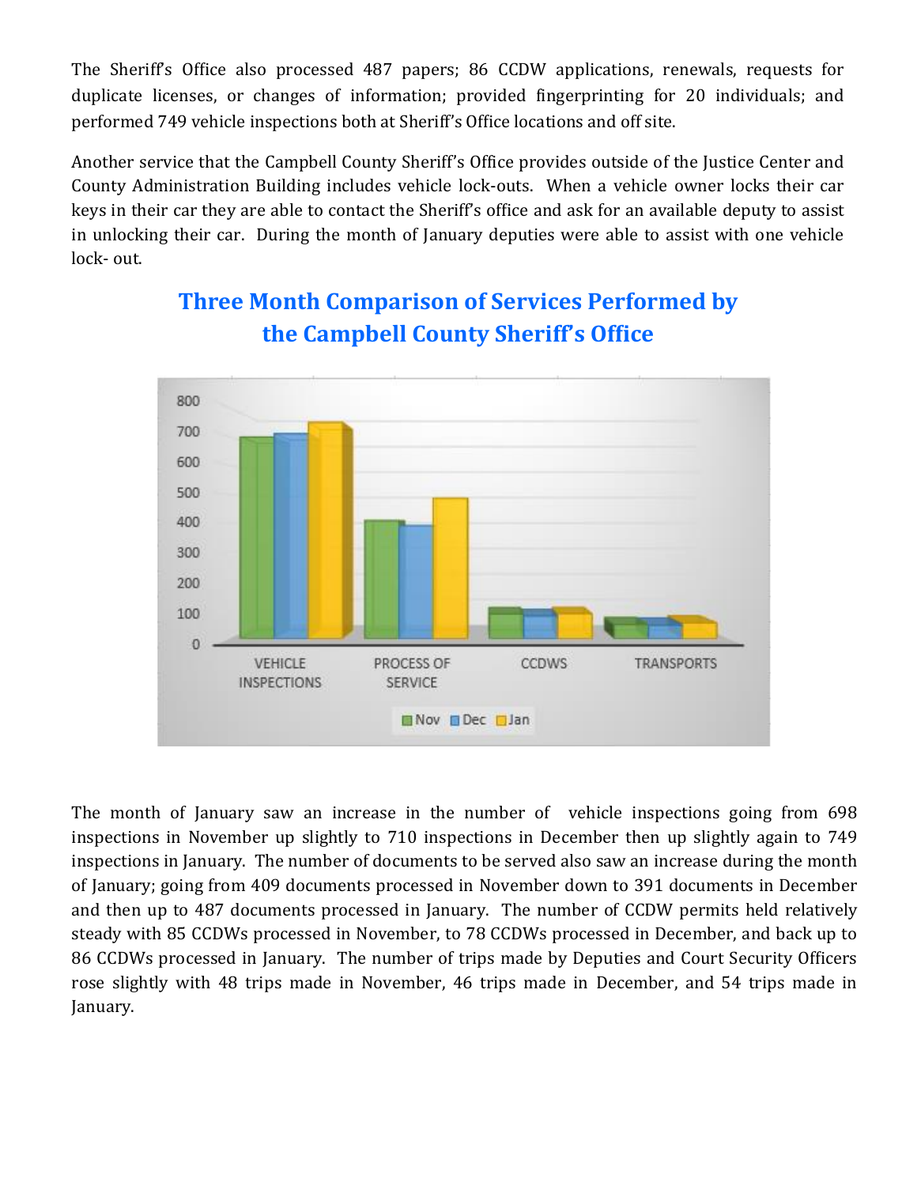The Sheriff's Office also processed 487 papers; 86 CCDW applications, renewals, requests for duplicate licenses, or changes of information; provided fingerprinting for 20 individuals; and performed 749 vehicle inspections both at Sheriff's Office locations and off site.

Another service that the Campbell County Sheriff's Office provides outside of the Justice Center and County Administration Building includes vehicle lock-outs. When a vehicle owner locks their car keys in their car they are able to contact the Sheriff's office and ask for an available deputy to assist in unlocking their car. During the month of January deputies were able to assist with one vehicle lock- out.

## Three Month Comparison of Services Performed by the Campbell County Sheriff's Office

The month of January saw an increase in the number of vehicle inspections going from 698 inspections in November up slightly to 710 inspections in December then up slightly again to 749 inspections in January. The number of documents to be served also saw an increase during the month of January; going from 409 documents processed in November down to 391 documents in December and then up to 487 documents processed in January. The number of CCDW permits held relatively steady with 85 CCDWs processed in November, to 78 CCDWs processed in December, and back up to 86 CCDWs processed in January. The number of trips made by Deputies and Court Security Officers rose slightly with 48 trips made in November, 46 trips made in December, and 54 trips made in January.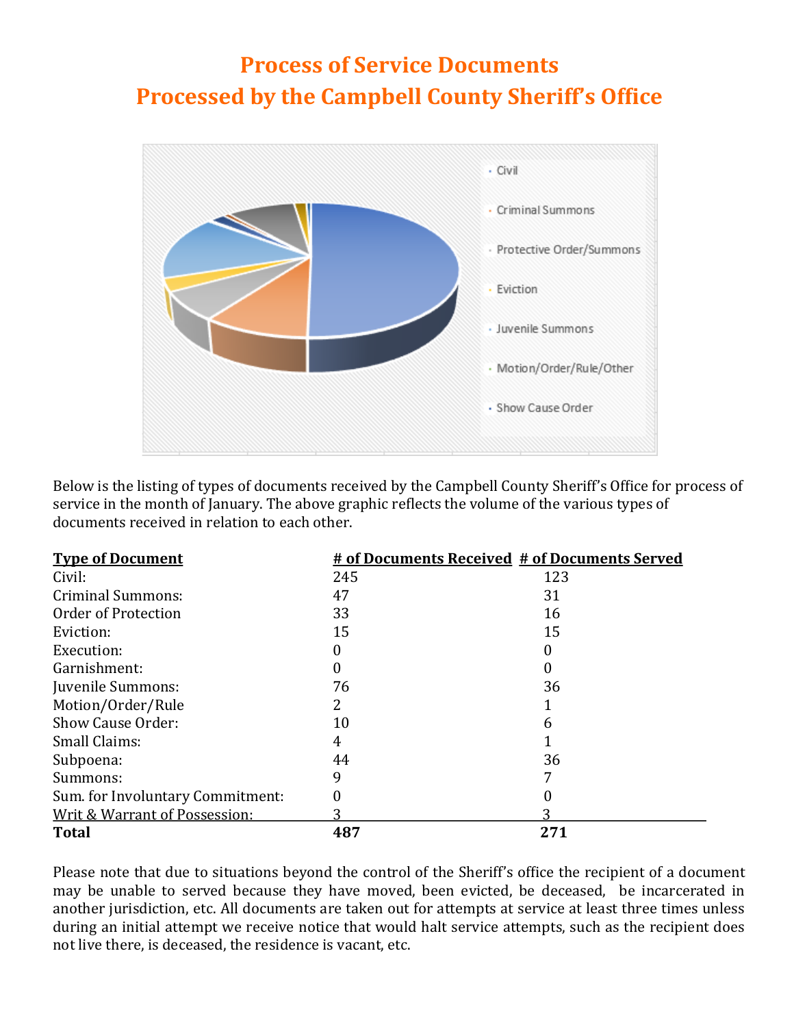# Process of Service Documents
# Processed by the Campbell County Sheriff's Office

Below is the listing of types of documents received by the Campbell County Sheriff's Office for process of service in the month of January. The above graphic reflects the volume of the various types of documents received in relation to each other.

| Type of Document | # of Documents Received | # of Documents Served |
|---|---|---|
| Civil: | 245 | 123 |
| Criminal Summons: | 47 | 31 |
| Order of Protection | 33 | 16 |
| Eviction: | 15 | 15 |
| Execution: | 0 | 0 |
| Garnishment: | 0 | 0 |
| Juvenile Summons: | 76 | 36 |
| Motion/Order/Rule | 2 | 1 |
| Show Cause Order: | 10 | 6 |
| Small Claims: | 4 | 1 |
| Subpoena: | 44 | 36 |
| Summons: | 9 | 7 |
| Sum. for Involuntary Commitment: | 0 | 0 |
| Writ & Warrant of Possession: | 3 | 3 |
| **Total** | **487** | **271** |

Please note that due to situations beyond the control of the Sheriff's office the recipient of a document may be unable to served because they have moved, been evicted, be deceased, be incarcerated in another jurisdiction, etc. All documents are taken out for attempts at service at least three times unless during an initial attempt we receive notice that would halt service attempts, such as the recipient does not live there, is deceased, the residence is vacant, etc.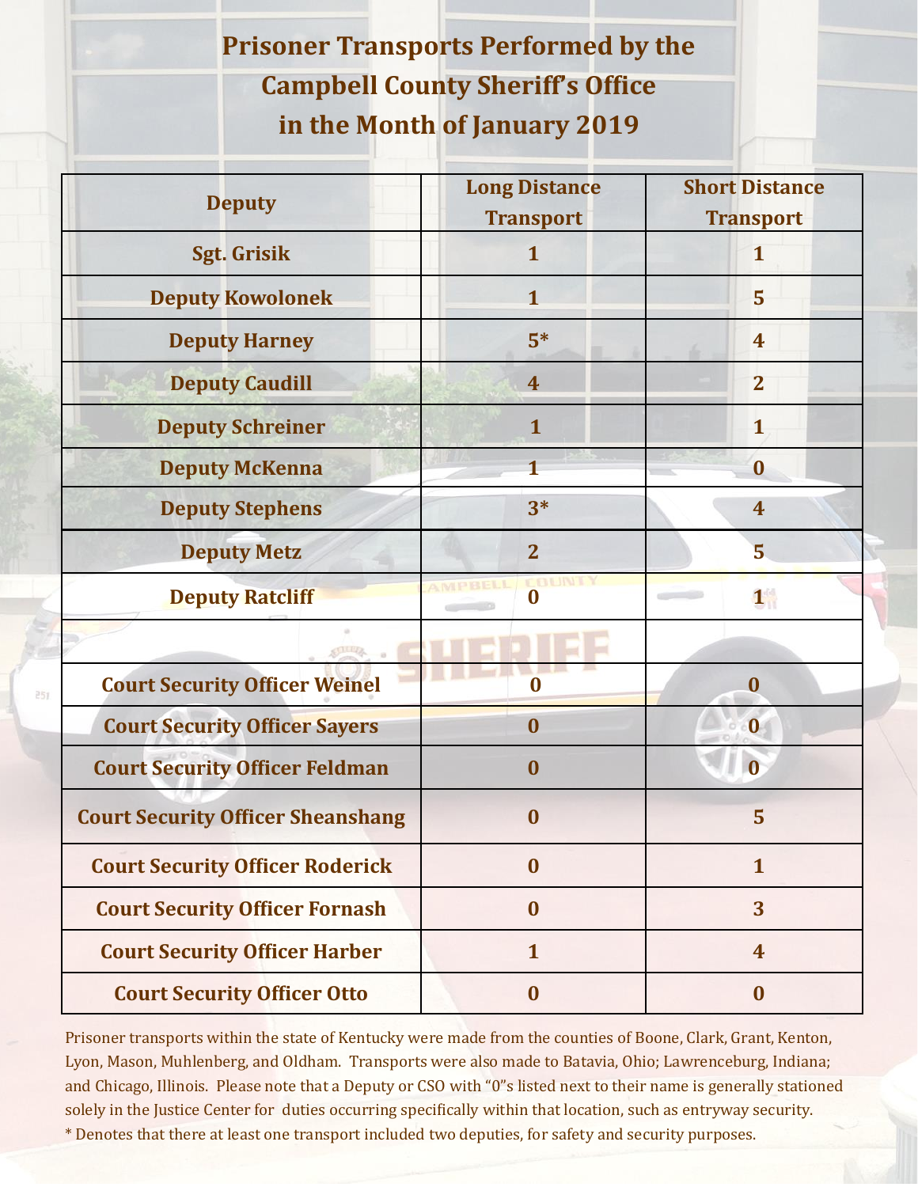# Prisoner Transports Performed by the Campbell County Sheriff's Office in the Month of January 2019

| Deputy | Long Distance Transport | Short Distance Transport |
|---|---|---|
| Sgt. Grisik | 1 | 1 |
| Deputy Kowolonek | 1 | 5 |
| Deputy Harney | 5* | 4 |
| Deputy Caudill | 4 | 2 |
| Deputy Schreiner | 1 | 1 |
| Deputy McKenna | 1 | 0 |
| Deputy Stephens | 3* | 4 |
| Deputy Metz | 2 | 5 |
| Deputy Ratcliff | 0 | 1 |
| | | |
| Court Security Officer Weinel | 0 | 0 |
| Court Security Officer Sayers | 0 | 0 |
| Court Security Officer Feldman | 0 | 0 |
| Court Security Officer Sheanshang | 0 | 5 |
| Court Security Officer Roderick | 0 | 1 |
| Court Security Officer Fornash | 0 | 3 |
| Court Security Officer Harber | 1 | 4 |
| Court Security Officer Otto | 0 | 0 |

Prisoner transports within the state of Kentucky were made from the counties of Boone, Clark, Grant, Kenton, Lyon, Mason, Muhlenberg, and Oldham. Transports were also made to Batavia, Ohio; Lawrenceburg, Indiana; and Chicago, Illinois. Please note that a Deputy or CSO with "0"s listed next to their name is generally stationed solely in the Justice Center for duties occurring specifically within that location, such as entryway security.

* Denotes that there at least one transport included two deputies, for safety and security purposes.